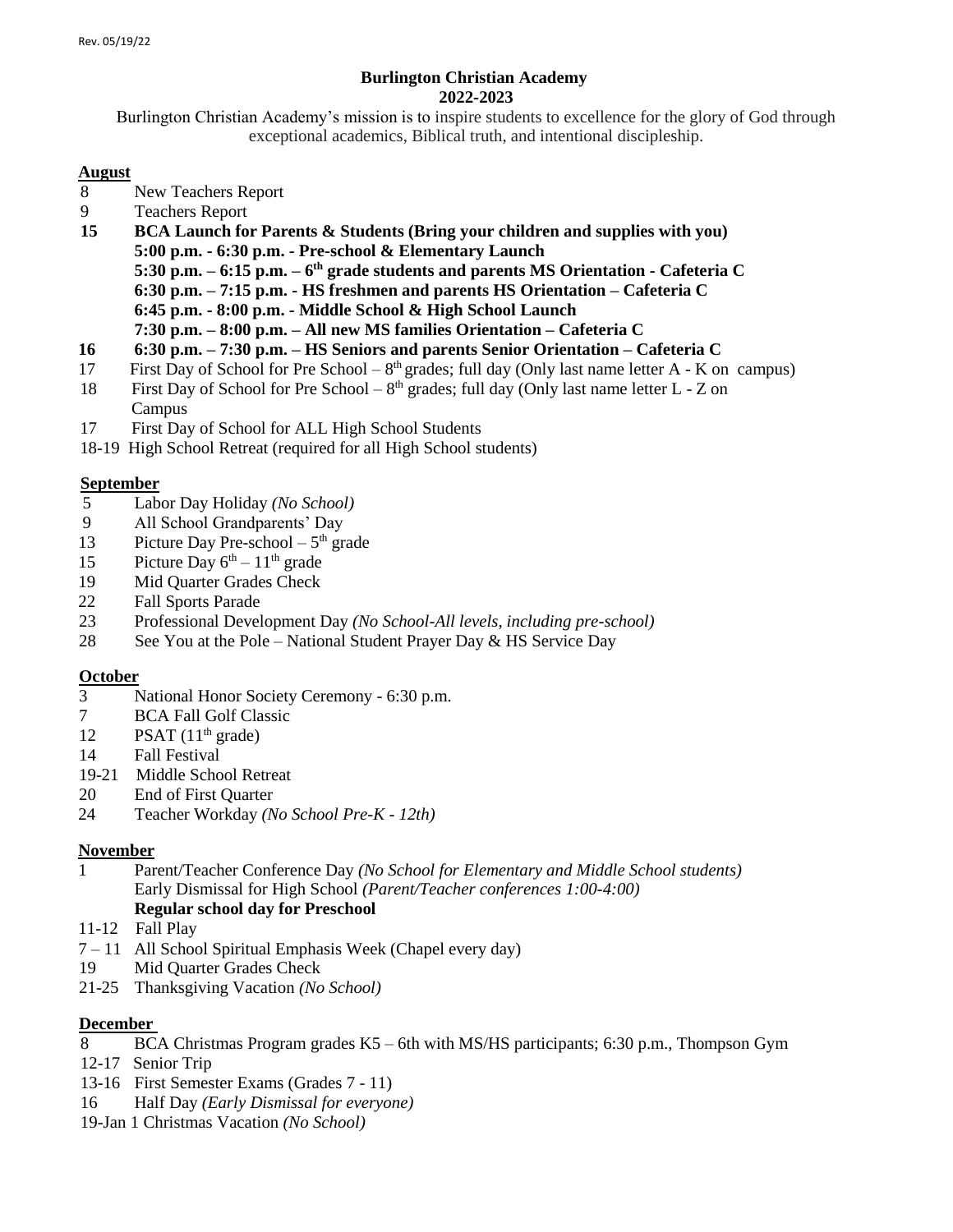Rev. 05/19/22

# Burlington Christian Academy
## 2022-2023

Burlington Christian Academy's mission is to inspire students to excellence for the glory of God through exceptional academics, Biblical truth, and intentional discipleship.

**August**

8 New Teachers Report
9 Teachers Report
**15 BCA Launch for Parents & Students (Bring your children and supplies with you)**
**5:00 p.m. - 6:30 p.m. - Pre-school & Elementary Launch**
**5:30 p.m. – 6:15 p.m. – 6th grade students and parents MS Orientation - Cafeteria C**
**6:30 p.m. – 7:15 p.m. - HS freshmen and parents HS Orientation – Cafeteria C**
**6:45 p.m. - 8:00 p.m. - Middle School & High School Launch**
**7:30 p.m. – 8:00 p.m. – All new MS families Orientation – Cafeteria C**
**16 6:30 p.m. – 7:30 p.m. – HS Seniors and parents Senior Orientation – Cafeteria C**
17 First Day of School for Pre School – 8th grades; full day (Only last name letter A - K on campus)
18 First Day of School for Pre School – 8th grades; full day (Only last name letter L - Z on Campus
17 First Day of School for ALL High School Students
18-19 High School Retreat (required for all High School students)

**September**

5 Labor Day Holiday *(No School)*
9 All School Grandparents' Day
13 Picture Day Pre-school – 5th grade
15 Picture Day 6th – 11th grade
19 Mid Quarter Grades Check
22 Fall Sports Parade
23 Professional Development Day *(No School-All levels, including pre-school)*
28 See You at the Pole – National Student Prayer Day & HS Service Day

**October**

3 National Honor Society Ceremony - 6:30 p.m.
7 BCA Fall Golf Classic
12 PSAT (11th grade)
14 Fall Festival
19-21 Middle School Retreat
20 End of First Quarter
24 Teacher Workday *(No School Pre-K - 12th)*

**November**

1 Parent/Teacher Conference Day *(No School for Elementary and Middle School students)*
Early Dismissal for High School *(Parent/Teacher conferences 1:00-4:00)*
**Regular school day for Preschool**
11-12 Fall Play
7 – 11 All School Spiritual Emphasis Week (Chapel every day)
19 Mid Quarter Grades Check
21-25 Thanksgiving Vacation *(No School)*

**December**

8 BCA Christmas Program grades K5 – 6th with MS/HS participants; 6:30 p.m., Thompson Gym
12-17 Senior Trip
13-16 First Semester Exams (Grades 7 - 11)
16 Half Day *(Early Dismissal for everyone)*
19-Jan 1 Christmas Vacation *(No School)*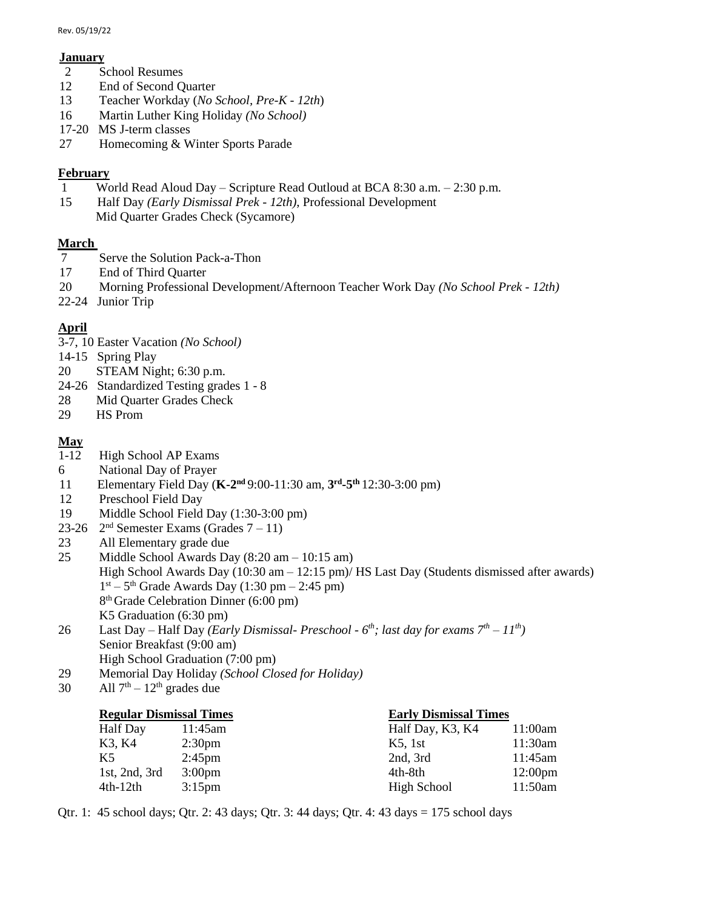Rev. 05/19/22

**January**

- 2 School Resumes
- 12 End of Second Quarter
- 13 Teacher Workday (*No School, Pre-K - 12th*)
- 16 Martin Luther King Holiday *(No School)*
- 17-20 MS J-term classes
- 27 Homecoming & Winter Sports Parade

**February**

- 1 World Read Aloud Day – Scripture Read Outloud at BCA 8:30 a.m. – 2:30 p.m.
- 15 Half Day *(Early Dismissal Prek - 12th)*, Professional Development
  Mid Quarter Grades Check (Sycamore)

**March**

- 7 Serve the Solution Pack-a-Thon
- 17 End of Third Quarter
- 20 Morning Professional Development/Afternoon Teacher Work Day *(No School Prek - 12th)*
- 22-24 Junior Trip

**April**

- 3-7, 10 Easter Vacation *(No School)*
- 14-15 Spring Play
- 20 STEAM Night; 6:30 p.m.
- 24-26 Standardized Testing grades 1 - 8
- 28 Mid Quarter Grades Check
- 29 HS Prom

**May**

- 1-12 High School AP Exams
- 6 National Day of Prayer
- 11 Elementary Field Day (**K-2nd** 9:00-11:30 am, **3rd-5th** 12:30-3:00 pm)
- 12 Preschool Field Day
- 19 Middle School Field Day (1:30-3:00 pm)
- 23-26 2nd Semester Exams (Grades 7 – 11)
- 23 All Elementary grade due
- 25 Middle School Awards Day (8:20 am – 10:15 am)
  High School Awards Day (10:30 am – 12:15 pm)/ HS Last Day (Students dismissed after awards)
  1st – 5th Grade Awards Day (1:30 pm – 2:45 pm)
  8th Grade Celebration Dinner (6:00 pm)
  K5 Graduation (6:30 pm)
- 26 Last Day – Half Day *(Early Dismissal- Preschool - 6th; last day for exams 7th – 11th)*
  Senior Breakfast (9:00 am)
  High School Graduation (7:00 pm)
- 29 Memorial Day Holiday *(School Closed for Holiday)*
- 30 All 7th – 12th grades due

| **Regular Dismissal Times** | |
|---|---|
| Half Day | 11:45am |
| K3, K4 | 2:30pm |
| K5 | 2:45pm |
| 1st, 2nd, 3rd | 3:00pm |
| 4th-12th | 3:15pm |

| **Early Dismissal Times** | |
|---|---|
| Half Day, K3, K4 | 11:00am |
| K5, 1st | 11:30am |
| 2nd, 3rd | 11:45am |
| 4th-8th | 12:00pm |
| High School | 11:50am |

Qtr. 1: 45 school days; Qtr. 2: 43 days; Qtr. 3: 44 days; Qtr. 4: 43 days = 175 school days